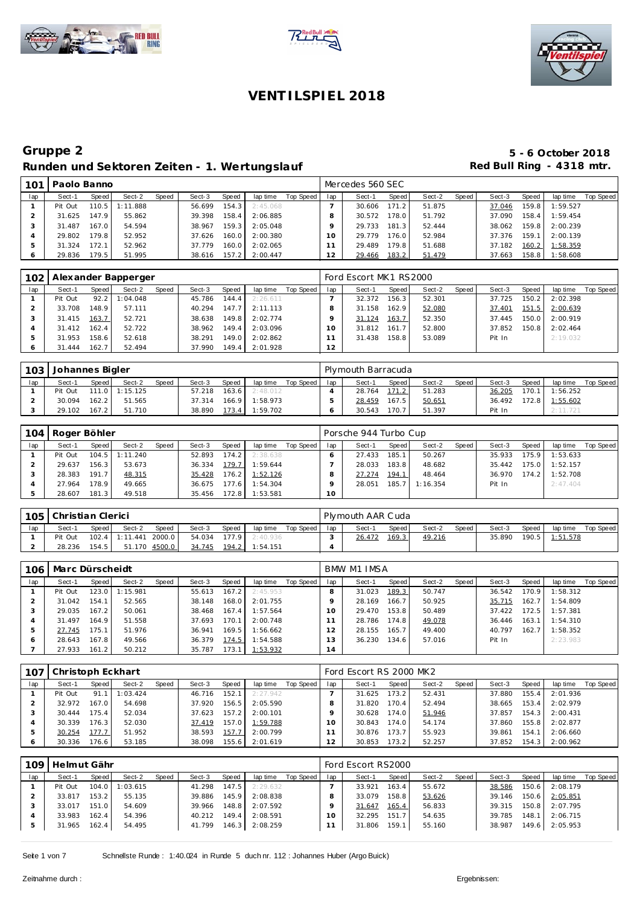# VENTILSPIEL 2018

## Gruppe 2

### Runden und Sektoren Zeiten - 1. Wertungslauf

**5 - 6 October 2018**
**Red Bull Ring - 4318 mtr.**

| 101 | Paolo Banno | | | | | | | | | Mercedes 560 SEC | | | | | | | | |
|---|---|---|---|---|---|---|---|---|---|---|---|---|---|---|---|---|---|---|
| lap | Sect-1 | Speed | Sect-2 | Speed | Sect-3 | Speed | lap time | Top Speed | lap | Sect-1 | Speed | Sect-2 | Speed | Sect-3 | Speed | lap time | Top Speed |
| 1 | Pit Out | 110.5 | 1:11.888 | | 56.699 | 154.3 | 2:45.068 | | 7 | 30.606 | 171.2 | 51.875 | | 37.046 | 159.8 | 1:59.527 | |
| 2 | 31.625 | 147.9 | 55.862 | | 39.398 | 158.4 | 2:06.885 | | 8 | 30.572 | 178.0 | 51.792 | | 37.090 | 158.4 | 1:59.454 | |
| 3 | 31.487 | 167.0 | 54.594 | | 38.967 | 159.3 | 2:05.048 | | 9 | 29.733 | 181.3 | 52.444 | | 38.062 | 159.8 | 2:00.239 | |
| 4 | 29.802 | 179.8 | 52.952 | | 37.626 | 160.0 | 2:00.380 | | 10 | 29.779 | 176.0 | 52.984 | | 37.376 | 159.1 | 2:00.139 | |
| 5 | 31.324 | 172.1 | 52.962 | | 37.779 | 160.0 | 2:02.065 | | 11 | 29.489 | 179.8 | 51.688 | | 37.182 | 160.2 | 1:58.359 | |
| 6 | 29.836 | 179.5 | 51.995 | | 38.616 | 157.2 | 2:00.447 | | 12 | 29.466 | 183.2 | 51.479 | | 37.663 | 158.8 | 1:58.608 | |

| 102 | Alexander Bapperger | | | | | | | | | Ford Escort MK1 RS2000 | | | | | | | | |
|---|---|---|---|---|---|---|---|---|---|---|---|---|---|---|---|---|---|---|
| lap | Sect-1 | Speed | Sect-2 | Speed | Sect-3 | Speed | lap time | Top Speed | lap | Sect-1 | Speed | Sect-2 | Speed | Sect-3 | Speed | lap time | Top Speed |
| 1 | Pit Out | 92.2 | 1:04.048 | | 45.786 | 144.4 | 2:26.611 | | 7 | 32.372 | 156.3 | 52.301 | | 37.725 | 150.2 | 2:02.398 | |
| 2 | 33.708 | 148.9 | 57.111 | | 40.294 | 147.7 | 2:11.113 | | 8 | 31.158 | 162.9 | 52.080 | | 37.401 | 151.5 | 2:00.639 | |
| 3 | 31.415 | 163.7 | 52.721 | | 38.638 | 149.8 | 2:02.774 | | 9 | 31.124 | 163.7 | 52.350 | | 37.445 | 150.0 | 2:00.919 | |
| 4 | 31.412 | 162.4 | 52.722 | | 38.962 | 149.4 | 2:03.096 | | 10 | 31.812 | 161.7 | 52.800 | | 37.852 | 150.8 | 2:02.464 | |
| 5 | 31.953 | 158.6 | 52.618 | | 38.291 | 149.0 | 2:02.862 | | 11 | 31.438 | 158.8 | 53.089 | | Pit In | | 2:19.032 | |
| 6 | 31.444 | 162.7 | 52.494 | | 37.990 | 149.4 | 2:01.928 | | 12 | | | | | | | | |

| 103 | Johannes Bigler | | | | | | | | | Plymouth Barracuda | | | | | | | | |
|---|---|---|---|---|---|---|---|---|---|---|---|---|---|---|---|---|---|---|
| lap | Sect-1 | Speed | Sect-2 | Speed | Sect-3 | Speed | lap time | Top Speed | lap | Sect-1 | Speed | Sect-2 | Speed | Sect-3 | Speed | lap time | Top Speed |
| 1 | Pit Out | 111.0 | 1:15.125 | | 57.218 | 163.6 | 2:48.012 | | 4 | 28.764 | 171.2 | 51.283 | | 36.205 | 170.1 | 1:56.252 | |
| 2 | 30.094 | 162.2 | 51.565 | | 37.314 | 166.9 | 1:58.973 | | 5 | 28.459 | 167.5 | 50.651 | | 36.492 | 172.8 | 1:55.602 | |
| 3 | 29.102 | 167.2 | 51.710 | | 38.890 | 173.4 | 1:59.702 | | 6 | 30.543 | 170.7 | 51.397 | | Pit In | | 2:11.721 | |

| 104 | Roger Böhler | | | | | | | | | Porsche 944 Turbo Cup | | | | | | | | |
|---|---|---|---|---|---|---|---|---|---|---|---|---|---|---|---|---|---|---|
| lap | Sect-1 | Speed | Sect-2 | Speed | Sect-3 | Speed | lap time | Top Speed | lap | Sect-1 | Speed | Sect-2 | Speed | Sect-3 | Speed | lap time | Top Speed |
| 1 | Pit Out | 104.5 | 1:11.240 | | 52.893 | 174.2 | 2:38.638 | | 6 | 27.433 | 185.1 | 50.267 | | 35.933 | 175.9 | 1:53.633 | |
| 2 | 29.637 | 156.3 | 53.673 | | 36.334 | 179.7 | 1:59.644 | | 7 | 28.033 | 183.8 | 48.682 | | 35.442 | 175.0 | 1:52.157 | |
| 3 | 28.383 | 191.7 | 48.315 | | 35.428 | 176.2 | 1:52.126 | | 8 | 27.274 | 194.1 | 48.464 | | 36.970 | 174.2 | 1:52.708 | |
| 4 | 27.964 | 178.9 | 49.665 | | 36.675 | 177.6 | 1:54.304 | | 9 | 28.051 | 185.7 | 1:16.354 | | Pit In | | 2:47.404 | |
| 5 | 28.607 | 181.3 | 49.518 | | 35.456 | 172.8 | 1:53.581 | | 10 | | | | | | | | |

| 105 | Christian Clerici | | | | | | | | | Plymouth AAR Cuda | | | | | | | | |
|---|---|---|---|---|---|---|---|---|---|---|---|---|---|---|---|---|---|---|
| lap | Sect-1 | Speed | Sect-2 | Speed | Sect-3 | Speed | lap time | Top Speed | lap | Sect-1 | Speed | Sect-2 | Speed | Sect-3 | Speed | lap time | Top Speed |
| 1 | Pit Out | 102.4 | 1:11.441 | 2000.0 | 54.034 | 177.9 | 2:40.936 | | 3 | 26.472 | 169.3 | 49.216 | | 35.890 | 190.5 | 1:51.578 | |
| 2 | 28.236 | 154.5 | 51.170 | 4500.0 | 34.745 | 194.2 | 1:54.151 | | 4 | | | | | | | | |

| 106 | Marc Dürscheidt | | | | | | | | | BMW M1 IMSA | | | | | | | | |
|---|---|---|---|---|---|---|---|---|---|---|---|---|---|---|---|---|---|---|
| lap | Sect-1 | Speed | Sect-2 | Speed | Sect-3 | Speed | lap time | Top Speed | lap | Sect-1 | Speed | Sect-2 | Speed | Sect-3 | Speed | lap time | Top Speed |
| 1 | Pit Out | 123.0 | 1:15.981 | | 55.613 | 167.2 | 2:45.953 | | 8 | 31.023 | 189.3 | 50.747 | | 36.542 | 170.9 | 1:58.312 | |
| 2 | 31.042 | 154.1 | 52.565 | | 38.148 | 168.0 | 2:01.755 | | 9 | 28.169 | 166.7 | 50.925 | | 35.715 | 162.7 | 1:54.809 | |
| 3 | 29.035 | 167.2 | 50.061 | | 38.468 | 167.4 | 1:57.564 | | 10 | 29.470 | 153.8 | 50.489 | | 37.422 | 172.5 | 1:57.381 | |
| 4 | 31.497 | 164.9 | 51.558 | | 37.693 | 170.1 | 2:00.748 | | 11 | 28.786 | 174.8 | 49.078 | | 36.446 | 163.1 | 1:54.310 | |
| 5 | 27.745 | 175.1 | 51.976 | | 36.941 | 169.5 | 1:56.662 | | 12 | 28.155 | 165.7 | 49.400 | | 40.797 | 162.7 | 1:58.352 | |
| 6 | 28.643 | 167.8 | 49.566 | | 36.379 | 174.5 | 1:54.588 | | 13 | 36.230 | 134.6 | 57.016 | | Pit In | | 2:23.983 | |
| 7 | 27.933 | 161.2 | 50.212 | | 35.787 | 173.1 | 1:53.932 | | 14 | | | | | | | | |

| 107 | Christoph Eckhart | | | | | | | | | Ford Escort RS 2000 MK2 | | | | | | | | |
|---|---|---|---|---|---|---|---|---|---|---|---|---|---|---|---|---|---|---|
| lap | Sect-1 | Speed | Sect-2 | Speed | Sect-3 | Speed | lap time | Top Speed | lap | Sect-1 | Speed | Sect-2 | Speed | Sect-3 | Speed | lap time | Top Speed |
| 1 | Pit Out | 91.1 | 1:03.424 | | 46.716 | 152.1 | 2:27.942 | | 7 | 31.625 | 173.2 | 52.431 | | 37.880 | 155.4 | 2:01.936 | |
| 2 | 32.972 | 167.0 | 54.698 | | 37.920 | 156.5 | 2:05.590 | | 8 | 31.820 | 170.4 | 52.494 | | 38.665 | 153.4 | 2:02.979 | |
| 3 | 30.444 | 175.4 | 52.034 | | 37.623 | 157.2 | 2:00.101 | | 9 | 30.628 | 174.0 | 51.946 | | 37.857 | 154.3 | 2:00.431 | |
| 4 | 30.339 | 176.3 | 52.030 | | 37.419 | 157.0 | 1:59.788 | | 10 | 30.843 | 174.0 | 54.174 | | 37.860 | 155.8 | 2:02.877 | |
| 5 | 30.254 | 177.7 | 51.952 | | 38.593 | 157.7 | 2:00.799 | | 11 | 30.876 | 173.7 | 55.923 | | 39.861 | 154.1 | 2:06.660 | |
| 6 | 30.336 | 176.6 | 53.185 | | 38.098 | 155.6 | 2:01.619 | | 12 | 30.853 | 173.2 | 52.257 | | 37.852 | 154.3 | 2:00.962 | |

| 109 | Helmut Gähr | | | | | | | | | Ford Escort RS2000 | | | | | | | | |
|---|---|---|---|---|---|---|---|---|---|---|---|---|---|---|---|---|---|---|
| lap | Sect-1 | Speed | Sect-2 | Speed | Sect-3 | Speed | lap time | Top Speed | lap | Sect-1 | Speed | Sect-2 | Speed | Sect-3 | Speed | lap time | Top Speed |
| 1 | Pit Out | 104.0 | 1:03.615 | | 41.298 | 147.5 | 2:29.632 | | 7 | 33.921 | 163.4 | 55.672 | | 38.586 | 150.6 | 2:08.179 | |
| 2 | 33.817 | 153.2 | 55.135 | | 39.886 | 145.9 | 2:08.838 | | 8 | 33.079 | 158.8 | 53.626 | | 39.146 | 150.6 | 2:05.851 | |
| 3 | 33.017 | 151.0 | 54.609 | | 39.966 | 148.8 | 2:07.592 | | 9 | 31.647 | 165.4 | 56.833 | | 39.315 | 150.8 | 2:07.795 | |
| 4 | 33.983 | 162.4 | 54.396 | | 40.212 | 149.4 | 2:08.591 | | 10 | 32.295 | 151.7 | 54.635 | | 39.785 | 148.1 | 2:06.715 | |
| 5 | 31.965 | 162.4 | 54.495 | | 41.799 | 146.3 | 2:08.259 | | 11 | 31.806 | 159.1 | 55.160 | | 38.987 | 149.6 | 2:05.953 | |

Schnellste Runde : 1:40.024 in Runde 5 duch nr. 112 : Johannes Huber (Argo Buick)

Zeitnahme durch :

Ergebnissen: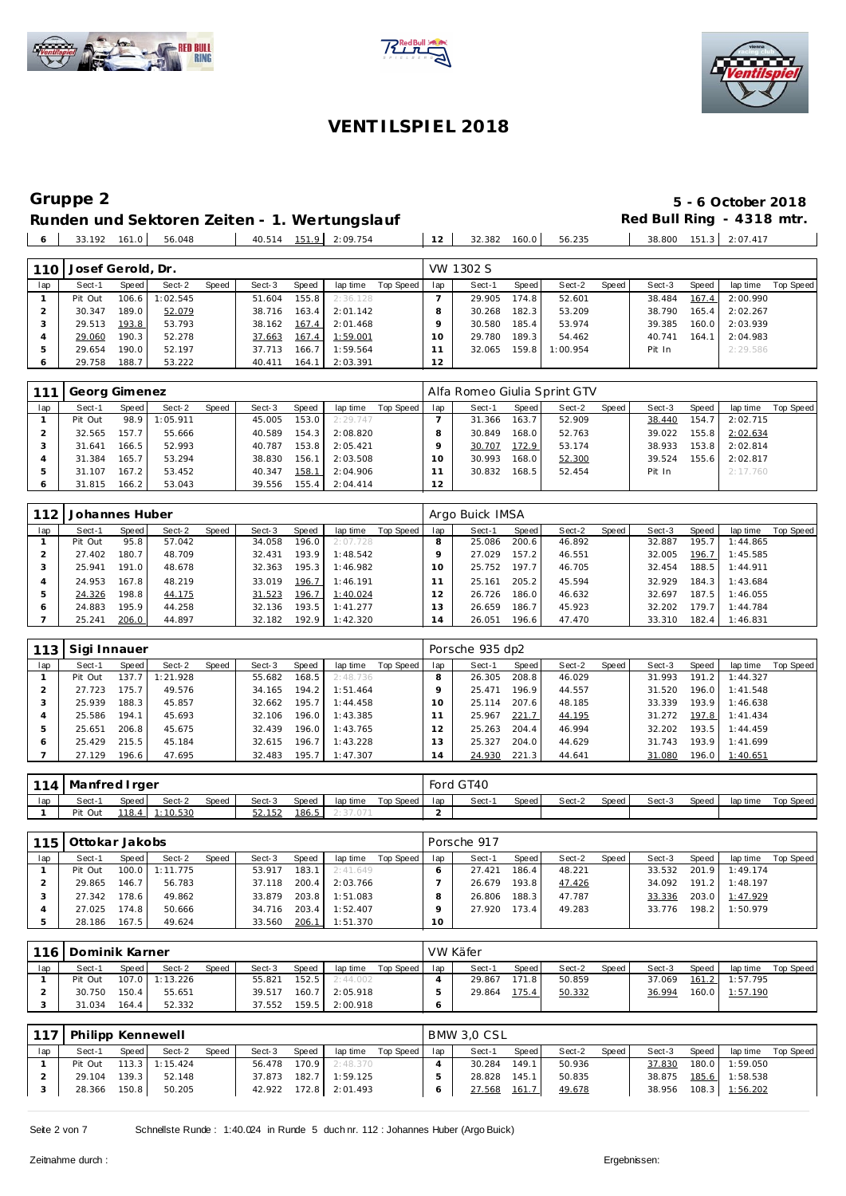# VENTILSPIEL 2018

## Gruppe 2

**5 - 6 October 2018**

### Runden und Sektoren Zeiten - 1. Wertungslauf

**Red Bull Ring - 4318 mtr.**

| lap | Sect-1 | Speed | Sect-2 | Speed | Sect-3 | Speed | lap time | Top Speed | lap | Sect-1 | Speed | Sect-2 | Speed | Sect-3 | Speed | lap time | Top Speed |
|---|---|---|---|---|---|---|---|---|---|---|---|---|---|---|---|---|---|
| 6 | 33.192 | 161.0 | 56.048 | | 40.514 | 151.9 | 2:09.754 | | 12 | 32.382 | 160.0 | 56.235 | | 38.800 | 151.3 | 2:07.417 | |

**110 Josef Gerold, Dr.** — VW 1302 S

| lap | Sect-1 | Speed | Sect-2 | Speed | Sect-3 | Speed | lap time | Top Speed | lap | Sect-1 | Speed | Sect-2 | Speed | Sect-3 | Speed | lap time | Top Speed |
|---|---|---|---|---|---|---|---|---|---|---|---|---|---|---|---|---|---|
| 1 | Pit Out | 106.6 | 1:02.545 | | 51.604 | 155.8 | 2:36.128 | | 7 | 29.905 | 174.8 | 52.601 | | 38.484 | 167.4 | 2:00.990 | |
| 2 | 30.347 | 189.0 | 52.079 | | 38.716 | 163.4 | 2:01.142 | | 8 | 30.268 | 182.3 | 53.209 | | 38.790 | 165.4 | 2:02.267 | |
| 3 | 29.513 | 193.8 | 53.793 | | 38.162 | 167.4 | 2:01.468 | | 9 | 30.580 | 185.4 | 53.974 | | 39.385 | 160.0 | 2:03.939 | |
| 4 | 29.060 | 190.3 | 52.278 | | 37.663 | 167.4 | 1:59.001 | | 10 | 29.780 | 189.3 | 54.462 | | 40.741 | 164.1 | 2:04.983 | |
| 5 | 29.654 | 190.0 | 52.197 | | 37.713 | 166.7 | 1:59.564 | | 11 | 32.065 | 159.8 | 1:00.954 | | Pit In | | 2:29.586 | |
| 6 | 29.758 | 188.7 | 53.222 | | 40.411 | 164.1 | 2:03.391 | | 12 | | | | | | | | |

**111 Georg Gimenez** — Alfa Romeo Giulia Sprint GTV

| lap | Sect-1 | Speed | Sect-2 | Speed | Sect-3 | Speed | lap time | Top Speed | lap | Sect-1 | Speed | Sect-2 | Speed | Sect-3 | Speed | lap time | Top Speed |
|---|---|---|---|---|---|---|---|---|---|---|---|---|---|---|---|---|---|
| 1 | Pit Out | 98.9 | 1:05.911 | | 45.005 | 153.0 | 2:29.747 | | 7 | 31.366 | 163.7 | 52.909 | | 38.440 | 154.7 | 2:02.715 | |
| 2 | 32.565 | 157.7 | 55.666 | | 40.589 | 154.3 | 2:08.820 | | 8 | 30.849 | 168.0 | 52.763 | | 39.022 | 155.8 | 2:02.634 | |
| 3 | 31.641 | 166.5 | 52.993 | | 40.787 | 153.8 | 2:05.421 | | 9 | 30.707 | 172.9 | 53.174 | | 38.933 | 153.8 | 2:02.814 | |
| 4 | 31.384 | 165.7 | 53.294 | | 38.830 | 156.1 | 2:03.508 | | 10 | 30.993 | 168.0 | 52.300 | | 39.524 | 155.6 | 2:02.817 | |
| 5 | 31.107 | 167.2 | 53.452 | | 40.347 | 158.1 | 2:04.906 | | 11 | 30.832 | 168.5 | 52.454 | | Pit In | | 2:17.760 | |
| 6 | 31.815 | 166.2 | 53.043 | | 39.556 | 155.4 | 2:04.414 | | 12 | | | | | | | | |

**112 Johannes Huber** — Argo Buick IMSA

| lap | Sect-1 | Speed | Sect-2 | Speed | Sect-3 | Speed | lap time | Top Speed | lap | Sect-1 | Speed | Sect-2 | Speed | Sect-3 | Speed | lap time | Top Speed |
|---|---|---|---|---|---|---|---|---|---|---|---|---|---|---|---|---|---|
| 1 | Pit Out | 95.8 | 57.042 | | 34.058 | 196.0 | 2:07.728 | | 8 | 25.086 | 200.6 | 46.892 | | 32.887 | 195.7 | 1:44.865 | |
| 2 | 27.402 | 180.7 | 48.709 | | 32.431 | 193.9 | 1:48.542 | | 9 | 27.029 | 157.2 | 46.551 | | 32.005 | 196.7 | 1:45.585 | |
| 3 | 25.941 | 191.0 | 48.678 | | 32.363 | 195.3 | 1:46.982 | | 10 | 25.752 | 197.7 | 46.705 | | 32.454 | 188.5 | 1:44.911 | |
| 4 | 24.953 | 167.8 | 48.219 | | 33.019 | 196.7 | 1:46.191 | | 11 | 25.161 | 205.2 | 45.594 | | 32.929 | 184.3 | 1:43.684 | |
| 5 | 24.326 | 198.8 | 44.175 | | 31.523 | 196.7 | 1:40.024 | | 12 | 26.726 | 186.0 | 46.632 | | 32.697 | 187.5 | 1:46.055 | |
| 6 | 24.883 | 195.9 | 44.258 | | 32.136 | 193.5 | 1:41.277 | | 13 | 26.659 | 186.7 | 45.923 | | 32.202 | 179.7 | 1:44.784 | |
| 7 | 25.241 | 206.0 | 44.897 | | 32.182 | 192.9 | 1:42.320 | | 14 | 26.051 | 196.6 | 47.470 | | 33.310 | 182.4 | 1:46.831 | |

**113 Sigi Innauer** — Porsche 935 dp2

| lap | Sect-1 | Speed | Sect-2 | Speed | Sect-3 | Speed | lap time | Top Speed | lap | Sect-1 | Speed | Sect-2 | Speed | Sect-3 | Speed | lap time | Top Speed |
|---|---|---|---|---|---|---|---|---|---|---|---|---|---|---|---|---|---|
| 1 | Pit Out | 137.7 | 1:21.928 | | 55.682 | 168.5 | 2:48.736 | | 8 | 26.305 | 208.8 | 46.029 | | 31.993 | 191.2 | 1:44.327 | |
| 2 | 27.723 | 175.7 | 49.576 | | 34.165 | 194.2 | 1:51.464 | | 9 | 25.471 | 196.9 | 44.557 | | 31.520 | 196.0 | 1:41.548 | |
| 3 | 25.939 | 188.3 | 45.857 | | 32.662 | 195.7 | 1:44.458 | | 10 | 25.114 | 207.6 | 48.185 | | 33.339 | 193.9 | 1:46.638 | |
| 4 | 25.586 | 194.1 | 45.693 | | 32.106 | 196.0 | 1:43.385 | | 11 | 25.967 | 221.7 | 44.195 | | 31.272 | 197.8 | 1:41.434 | |
| 5 | 25.651 | 206.8 | 45.675 | | 32.439 | 196.0 | 1:43.765 | | 12 | 25.263 | 204.4 | 46.994 | | 32.202 | 193.5 | 1:44.459 | |
| 6 | 25.429 | 215.5 | 45.184 | | 32.615 | 196.7 | 1:43.228 | | 13 | 25.327 | 204.0 | 44.629 | | 31.743 | 193.9 | 1:41.699 | |
| 7 | 27.129 | 196.6 | 47.695 | | 32.483 | 195.7 | 1:47.307 | | 14 | 24.930 | 221.3 | 44.641 | | 31.080 | 196.0 | 1:40.651 | |

**114 Manfred Irger** — Ford GT40

| lap | Sect-1 | Speed | Sect-2 | Speed | Sect-3 | Speed | lap time | Top Speed | lap | Sect-1 | Speed | Sect-2 | Speed | Sect-3 | Speed | lap time | Top Speed |
|---|---|---|---|---|---|---|---|---|---|---|---|---|---|---|---|---|---|
| 1 | Pit Out | 118.4 | 1:10.530 | | 52.152 | 186.5 | 2:37.071 | | 2 | | | | | | | | |

**115 Ottokar Jakobs** — Porsche 917

| lap | Sect-1 | Speed | Sect-2 | Speed | Sect-3 | Speed | lap time | Top Speed | lap | Sect-1 | Speed | Sect-2 | Speed | Sect-3 | Speed | lap time | Top Speed |
|---|---|---|---|---|---|---|---|---|---|---|---|---|---|---|---|---|---|
| 1 | Pit Out | 100.0 | 1:11.775 | | 53.917 | 183.1 | 2:41.649 | | 6 | 27.421 | 186.4 | 48.221 | | 33.532 | 201.9 | 1:49.174 | |
| 2 | 29.865 | 146.7 | 56.783 | | 37.118 | 200.4 | 2:03.766 | | 7 | 26.679 | 193.8 | 47.426 | | 34.092 | 191.2 | 1:48.197 | |
| 3 | 27.342 | 178.6 | 49.862 | | 33.879 | 203.8 | 1:51.083 | | 8 | 26.806 | 188.3 | 47.787 | | 33.336 | 203.0 | 1:47.929 | |
| 4 | 27.025 | 174.8 | 50.666 | | 34.716 | 203.4 | 1:52.407 | | 9 | 27.920 | 173.4 | 49.283 | | 33.776 | 198.2 | 1:50.979 | |
| 5 | 28.186 | 167.5 | 49.624 | | 33.560 | 206.1 | 1:51.370 | | 10 | | | | | | | | |

**116 Dominik Karner** — VW Käfer

| lap | Sect-1 | Speed | Sect-2 | Speed | Sect-3 | Speed | lap time | Top Speed | lap | Sect-1 | Speed | Sect-2 | Speed | Sect-3 | Speed | lap time | Top Speed |
|---|---|---|---|---|---|---|---|---|---|---|---|---|---|---|---|---|---|
| 1 | Pit Out | 107.0 | 1:13.226 | | 55.821 | 152.5 | 2:44.002 | | 4 | 29.867 | 171.8 | 50.859 | | 37.069 | 161.2 | 1:57.795 | |
| 2 | 30.750 | 150.4 | 55.651 | | 39.517 | 160.7 | 2:05.918 | | 5 | 29.864 | 175.4 | 50.332 | | 36.994 | 160.0 | 1:57.190 | |
| 3 | 31.034 | 164.4 | 52.332 | | 37.552 | 159.5 | 2:00.918 | | 6 | | | | | | | | |

**117 Philipp Kennewell** — BMW 3,0 CSL

| lap | Sect-1 | Speed | Sect-2 | Speed | Sect-3 | Speed | lap time | Top Speed | lap | Sect-1 | Speed | Sect-2 | Speed | Sect-3 | Speed | lap time | Top Speed |
|---|---|---|---|---|---|---|---|---|---|---|---|---|---|---|---|---|---|
| 1 | Pit Out | 113.3 | 1:15.424 | | 56.478 | 170.9 | 2:48.370 | | 4 | 30.284 | 149.1 | 50.936 | | 37.830 | 180.0 | 1:59.050 | |
| 2 | 29.104 | 139.3 | 52.148 | | 37.873 | 182.7 | 1:59.125 | | 5 | 28.828 | 145.1 | 50.835 | | 38.875 | 185.6 | 1:58.538 | |
| 3 | 28.366 | 150.8 | 50.205 | | 42.922 | 172.8 | 2:01.493 | | 6 | 27.568 | 161.7 | 49.678 | | 38.956 | 108.3 | 1:56.202 | |

Schnellste Runde : 1:40.024 in Runde 5 duch nr. 112 : Johannes Huber (Argo Buick)

Zeitnahme durch :

Ergebnissen: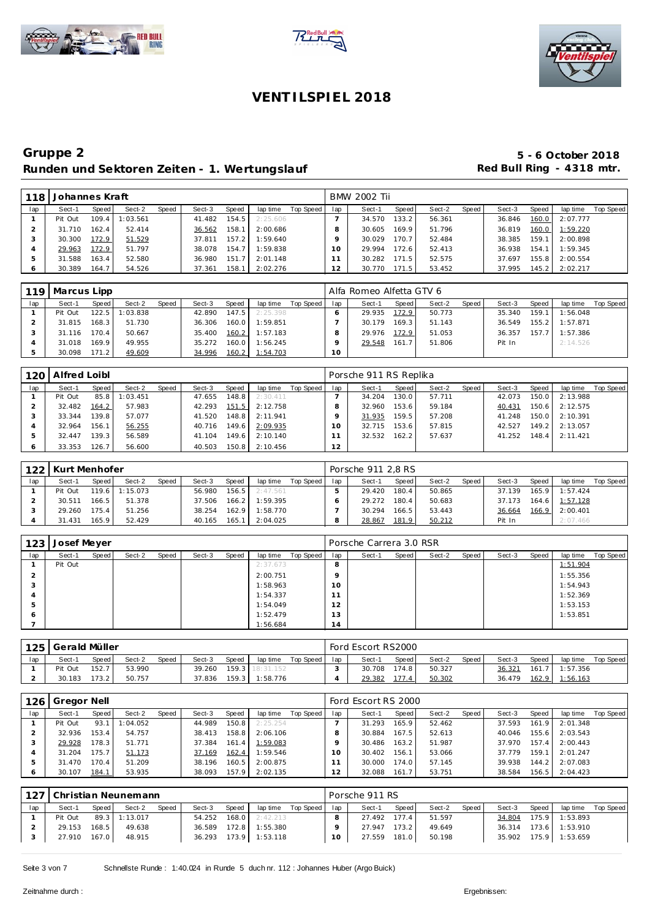# VENTILSPIEL 2018

## Gruppe 2

**Runden und Sektoren Zeiten - 1. Wertungslauf**

**5 - 6 October 2018**
**Red Bull Ring - 4318 mtr.**

| 118 | Johannes Kraft | | | | | | | | BMW 2002 Tii | | | | | | | | |
|---|---|---|---|---|---|---|---|---|---|---|---|---|---|---|---|---|---|
| lap | Sect-1 | Speed | Sect-2 | Speed | Sect-3 | Speed | lap time | Top Speed | lap | Sect-1 | Speed | Sect-2 | Speed | Sect-3 | Speed | lap time | Top Speed |
| 1 | Pit Out | 109.4 | 1:03.561 | | 41.482 | 154.5 | 2:25.606 | | 7 | 34.570 | 133.2 | 56.361 | | 36.846 | 160.0 | 2:07.777 | |
| 2 | 31.710 | 162.4 | 52.414 | | 36.562 | 158.1 | 2:00.686 | | 8 | 30.605 | 169.9 | 51.796 | | 36.819 | 160.0 | 1:59.220 | |
| 3 | 30.300 | 172.9 | 51.529 | | 37.811 | 157.2 | 1:59.640 | | 9 | 30.029 | 170.7 | 52.484 | | 38.385 | 159.1 | 2:00.898 | |
| 4 | 29.963 | 172.9 | 51.797 | | 38.078 | 154.7 | 1:59.838 | | 10 | 29.994 | 172.6 | 52.413 | | 36.938 | 154.1 | 1:59.345 | |
| 5 | 31.588 | 163.4 | 52.580 | | 36.980 | 151.7 | 2:01.148 | | 11 | 30.282 | 171.5 | 52.575 | | 37.697 | 155.8 | 2:00.554 | |
| 6 | 30.389 | 164.7 | 54.526 | | 37.361 | 158.1 | 2:02.276 | | 12 | 30.770 | 171.5 | 53.452 | | 37.995 | 145.2 | 2:02.217 | |

| 119 | Marcus Lipp | | | | | | | | Alfa Romeo Alfetta GTV 6 | | | | | | | | |
|---|---|---|---|---|---|---|---|---|---|---|---|---|---|---|---|---|---|
| lap | Sect-1 | Speed | Sect-2 | Speed | Sect-3 | Speed | lap time | Top Speed | lap | Sect-1 | Speed | Sect-2 | Speed | Sect-3 | Speed | lap time | Top Speed |
| 1 | Pit Out | 122.5 | 1:03.838 | | 42.890 | 147.5 | 2:25.398 | | 6 | 29.935 | 172.9 | 50.773 | | 35.340 | 159.1 | 1:56.048 | |
| 2 | 31.815 | 168.3 | 51.730 | | 36.306 | 160.0 | 1:59.851 | | 7 | 30.179 | 169.3 | 51.143 | | 36.549 | 155.2 | 1:57.871 | |
| 3 | 31.116 | 170.4 | 50.667 | | 35.400 | 160.2 | 1:57.183 | | 8 | 29.976 | 172.9 | 51.053 | | 36.357 | 157.7 | 1:57.386 | |
| 4 | 31.018 | 169.9 | 49.955 | | 35.272 | 160.0 | 1:56.245 | | 9 | 29.548 | 161.7 | 51.806 | | Pit In | | 2:14.526 | |
| 5 | 30.098 | 171.2 | 49.609 | | 34.996 | 160.2 | 1:54.703 | | 10 | | | | | | | | |

| 120 | Alfred Loibl | | | | | | | | Porsche 911 RS Replika | | | | | | | | |
|---|---|---|---|---|---|---|---|---|---|---|---|---|---|---|---|---|---|
| lap | Sect-1 | Speed | Sect-2 | Speed | Sect-3 | Speed | lap time | Top Speed | lap | Sect-1 | Speed | Sect-2 | Speed | Sect-3 | Speed | lap time | Top Speed |
| 1 | Pit Out | 85.8 | 1:03.451 | | 47.655 | 148.8 | 2:30.411 | | 7 | 34.204 | 130.0 | 57.711 | | 42.073 | 150.0 | 2:13.988 | |
| 2 | 32.482 | 164.2 | 57.983 | | 42.293 | 151.5 | 2:12.758 | | 8 | 32.960 | 153.6 | 59.184 | | 40.431 | 150.6 | 2:12.575 | |
| 3 | 33.344 | 139.8 | 57.077 | | 41.520 | 148.8 | 2:11.941 | | 9 | 31.935 | 159.5 | 57.208 | | 41.248 | 150.0 | 2:10.391 | |
| 4 | 32.964 | 156.1 | 56.255 | | 40.716 | 149.6 | 2:09.935 | | 10 | 32.715 | 153.6 | 57.815 | | 42.527 | 149.2 | 2:13.057 | |
| 5 | 32.447 | 139.3 | 56.589 | | 41.104 | 149.6 | 2:10.140 | | 11 | 32.532 | 162.2 | 57.637 | | 41.252 | 148.4 | 2:11.421 | |
| 6 | 33.353 | 126.7 | 56.600 | | 40.503 | 150.8 | 2:10.456 | | 12 | | | | | | | | |

| 122 | Kurt Menhofer | | | | | | | | Porsche 911 2,8 RS | | | | | | | | |
|---|---|---|---|---|---|---|---|---|---|---|---|---|---|---|---|---|---|
| lap | Sect-1 | Speed | Sect-2 | Speed | Sect-3 | Speed | lap time | Top Speed | lap | Sect-1 | Speed | Sect-2 | Speed | Sect-3 | Speed | lap time | Top Speed |
| 1 | Pit Out | 119.6 | 1:15.073 | | 56.980 | 156.5 | 2:47.561 | | 5 | 29.420 | 180.4 | 50.865 | | 37.139 | 165.9 | 1:57.424 | |
| 2 | 30.511 | 166.5 | 51.378 | | 37.506 | 166.2 | 1:59.395 | | 6 | 29.272 | 180.4 | 50.683 | | 37.173 | 164.6 | 1:57.128 | |
| 3 | 29.260 | 175.4 | 51.256 | | 38.254 | 162.9 | 1:58.770 | | 7 | 30.294 | 166.5 | 53.443 | | 36.664 | 166.9 | 2:00.401 | |
| 4 | 31.431 | 165.9 | 52.429 | | 40.165 | 165.1 | 2:04.025 | | 8 | 28.867 | 181.9 | 50.212 | | Pit In | | 2:07.466 | |

| 123 | Josef Meyer | | | | | | | | Porsche Carrera 3.0 RSR | | | | | | | | |
|---|---|---|---|---|---|---|---|---|---|---|---|---|---|---|---|---|---|
| lap | Sect-1 | Speed | Sect-2 | Speed | Sect-3 | Speed | lap time | Top Speed | lap | Sect-1 | Speed | Sect-2 | Speed | Sect-3 | Speed | lap time | Top Speed |
| 1 | Pit Out | | | | | | 2:37.673 | | 8 | | | | | | | 1:51.904 | |
| 2 | | | | | | | 2:00.751 | | 9 | | | | | | | 1:55.356 | |
| 3 | | | | | | | 1:58.963 | | 10 | | | | | | | 1:54.943 | |
| 4 | | | | | | | 1:54.337 | | 11 | | | | | | | 1:52.369 | |
| 5 | | | | | | | 1:54.049 | | 12 | | | | | | | 1:53.153 | |
| 6 | | | | | | | 1:52.479 | | 13 | | | | | | | 1:53.851 | |
| 7 | | | | | | | 1:56.684 | | 14 | | | | | | | | |

| 125 | Gerald Müller | | | | | | | | Ford Escort RS2000 | | | | | | | | |
|---|---|---|---|---|---|---|---|---|---|---|---|---|---|---|---|---|---|
| lap | Sect-1 | Speed | Sect-2 | Speed | Sect-3 | Speed | lap time | Top Speed | lap | Sect-1 | Speed | Sect-2 | Speed | Sect-3 | Speed | lap time | Top Speed |
| 1 | Pit Out | 152.7 | 53.990 | | 39.260 | 159.3 | 18:31.152 | | 3 | 30.708 | 174.8 | 50.327 | | 36.321 | 161.7 | 1:57.356 | |
| 2 | 30.183 | 173.2 | 50.757 | | 37.836 | 159.3 | 1:58.776 | | 4 | 29.382 | 177.4 | 50.302 | | 36.479 | 162.9 | 1:56.163 | |

| 126 | Gregor Nell | | | | | | | | Ford Escort RS 2000 | | | | | | | | |
|---|---|---|---|---|---|---|---|---|---|---|---|---|---|---|---|---|---|
| lap | Sect-1 | Speed | Sect-2 | Speed | Sect-3 | Speed | lap time | Top Speed | lap | Sect-1 | Speed | Sect-2 | Speed | Sect-3 | Speed | lap time | Top Speed |
| 1 | Pit Out | 93.1 | 1:04.052 | | 44.989 | 150.8 | 2:25.254 | | 7 | 31.293 | 165.9 | 52.462 | | 37.593 | 161.9 | 2:01.348 | |
| 2 | 32.936 | 153.4 | 54.757 | | 38.413 | 158.8 | 2:06.106 | | 8 | 30.884 | 167.5 | 52.613 | | 40.046 | 155.6 | 2:03.543 | |
| 3 | 29.928 | 178.3 | 51.771 | | 37.384 | 161.4 | 1:59.083 | | 9 | 30.486 | 163.2 | 51.987 | | 37.970 | 157.4 | 2:00.443 | |
| 4 | 31.204 | 175.7 | 51.173 | | 37.169 | 162.4 | 1:59.546 | | 10 | 30.402 | 156.1 | 53.066 | | 37.779 | 159.1 | 2:01.247 | |
| 5 | 31.470 | 170.4 | 51.209 | | 38.196 | 160.5 | 2:00.875 | | 11 | 30.000 | 174.0 | 57.145 | | 39.938 | 144.2 | 2:07.083 | |
| 6 | 30.107 | 184.1 | 53.935 | | 38.093 | 157.9 | 2:02.135 | | 12 | 32.088 | 161.7 | 53.751 | | 38.584 | 156.5 | 2:04.423 | |

| 127 | Christian Neunemann | | | | | | | | Porsche 911 RS | | | | | | | | |
|---|---|---|---|---|---|---|---|---|---|---|---|---|---|---|---|---|---|
| lap | Sect-1 | Speed | Sect-2 | Speed | Sect-3 | Speed | lap time | Top Speed | lap | Sect-1 | Speed | Sect-2 | Speed | Sect-3 | Speed | lap time | Top Speed |
| 1 | Pit Out | 89.3 | 1:13.017 | | 54.252 | 168.0 | 2:42.213 | | 8 | 27.492 | 177.4 | 51.597 | | 34.804 | 175.9 | 1:53.893 | |
| 2 | 29.153 | 168.5 | 49.638 | | 36.589 | 172.8 | 1:55.380 | | 9 | 27.947 | 173.2 | 49.649 | | 36.314 | 173.6 | 1:53.910 | |
| 3 | 27.910 | 167.0 | 48.915 | | 36.293 | 173.9 | 1:53.118 | | 10 | 27.559 | 181.0 | 50.198 | | 35.902 | 175.9 | 1:53.659 | |

Schnellste Runde : 1:40.024 in Runde 5 duch nr. 112 : Johannes Huber (Argo Buick)

Zeitnahme durch :

Ergebnissen: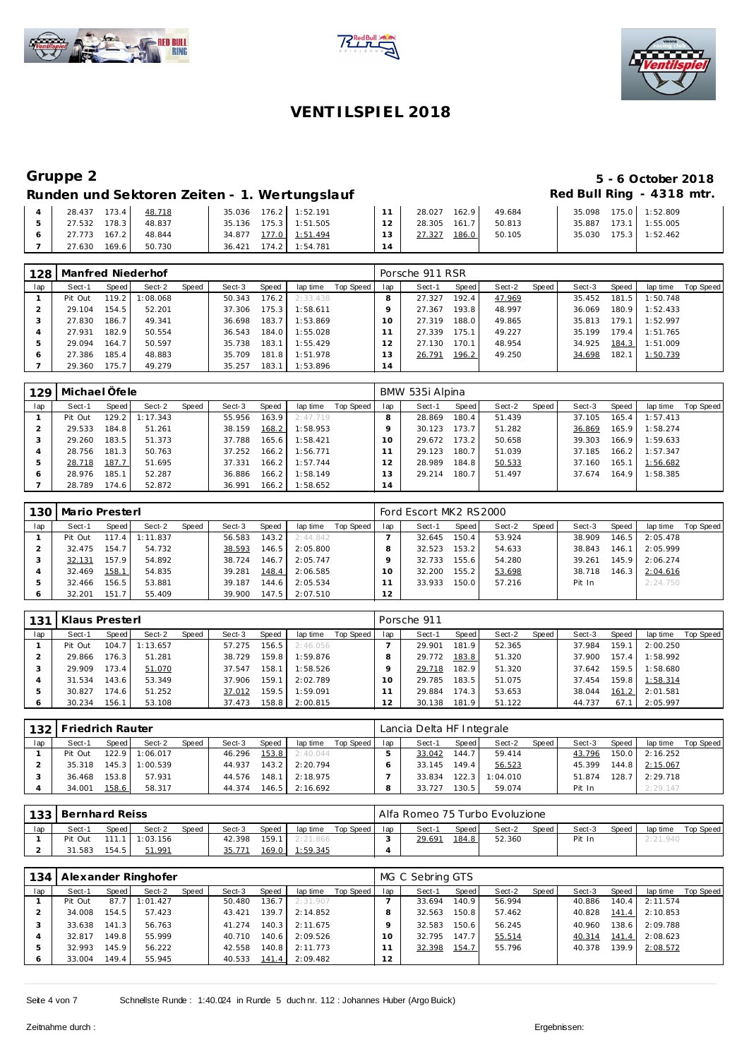# VENTILSPIEL 2018

## Gruppe 2

**5 - 6 October 2018**

### Runden und Sektoren Zeiten - 1. Wertungslauf

**Red Bull Ring - 4318 mtr.**

| lap | Sect-1 | Speed | Sect-2 | Speed | Sect-3 | Speed | lap time | Top Speed | lap | Sect-1 | Speed | Sect-2 | Speed | Sect-3 | Speed | lap time | Top Speed |
|---|---|---|---|---|---|---|---|---|---|---|---|---|---|---|---|---|---|
| 4 | 28.437 | 173.4 | 48.718 | | 35.036 | 176.2 | 1:52.191 | | 11 | 28.027 | 162.9 | 49.684 | | 35.098 | 175.0 | 1:52.809 | |
| 5 | 27.532 | 178.3 | 48.837 | | 35.136 | 175.3 | 1:51.505 | | 12 | 28.305 | 161.7 | 50.813 | | 35.887 | 173.1 | 1:55.005 | |
| 6 | 27.773 | 167.2 | 48.844 | | 34.877 | 177.0 | 1:51.494 | | 13 | 27.327 | 186.0 | 50.105 | | 35.030 | 175.3 | 1:52.462 | |
| 7 | 27.630 | 169.6 | 50.730 | | 36.421 | 174.2 | 1:54.781 | | 14 | | | | | | | | |

**128 Manfred Niederhof** — Porsche 911 RSR

| lap | Sect-1 | Speed | Sect-2 | Speed | Sect-3 | Speed | lap time | Top Speed | lap | Sect-1 | Speed | Sect-2 | Speed | Sect-3 | Speed | lap time | Top Speed |
|---|---|---|---|---|---|---|---|---|---|---|---|---|---|---|---|---|---|
| 1 | Pit Out | 119.2 | 1:08.068 | | 50.343 | 176.2 | 2:33.438 | | 8 | 27.327 | 192.4 | 47.969 | | 35.452 | 181.5 | 1:50.748 | |
| 2 | 29.104 | 154.5 | 52.201 | | 37.306 | 175.3 | 1:58.611 | | 9 | 27.367 | 193.8 | 48.997 | | 36.069 | 180.9 | 1:52.433 | |
| 3 | 27.830 | 186.7 | 49.341 | | 36.698 | 183.7 | 1:53.869 | | 10 | 27.319 | 188.0 | 49.865 | | 35.813 | 179.1 | 1:52.997 | |
| 4 | 27.931 | 182.9 | 50.554 | | 36.543 | 184.0 | 1:55.028 | | 11 | 27.339 | 175.1 | 49.227 | | 35.199 | 179.4 | 1:51.765 | |
| 5 | 29.094 | 164.7 | 50.597 | | 35.738 | 183.1 | 1:55.429 | | 12 | 27.130 | 170.1 | 48.954 | | 34.925 | 184.3 | 1:51.009 | |
| 6 | 27.386 | 185.4 | 48.883 | | 35.709 | 181.8 | 1:51.978 | | 13 | 26.791 | 196.2 | 49.250 | | 34.698 | 182.1 | 1:50.739 | |
| 7 | 29.360 | 175.7 | 49.279 | | 35.257 | 183.1 | 1:53.896 | | 14 | | | | | | | | |

**129 Michael Öfele** — BMW 535i Alpina

| lap | Sect-1 | Speed | Sect-2 | Speed | Sect-3 | Speed | lap time | Top Speed | lap | Sect-1 | Speed | Sect-2 | Speed | Sect-3 | Speed | lap time | Top Speed |
|---|---|---|---|---|---|---|---|---|---|---|---|---|---|---|---|---|---|
| 1 | Pit Out | 129.2 | 1:17.343 | | 55.956 | 163.9 | 2:47.719 | | 8 | 28.869 | 180.4 | 51.439 | | 37.105 | 165.4 | 1:57.413 | |
| 2 | 29.533 | 184.8 | 51.261 | | 38.159 | 168.2 | 1:58.953 | | 9 | 30.123 | 173.7 | 51.282 | | 36.869 | 165.9 | 1:58.274 | |
| 3 | 29.260 | 183.5 | 51.373 | | 37.788 | 165.6 | 1:58.421 | | 10 | 29.672 | 173.2 | 50.658 | | 39.303 | 166.9 | 1:59.633 | |
| 4 | 28.756 | 181.3 | 50.763 | | 37.252 | 166.2 | 1:56.771 | | 11 | 29.123 | 180.7 | 51.039 | | 37.185 | 166.2 | 1:57.347 | |
| 5 | 28.718 | 187.7 | 51.695 | | 37.331 | 166.2 | 1:57.744 | | 12 | 28.989 | 184.8 | 50.533 | | 37.160 | 165.1 | 1:56.682 | |
| 6 | 28.976 | 185.1 | 52.287 | | 36.886 | 166.2 | 1:58.149 | | 13 | 29.214 | 180.7 | 51.497 | | 37.674 | 164.9 | 1:58.385 | |
| 7 | 28.789 | 174.6 | 52.872 | | 36.991 | 166.2 | 1:58.652 | | 14 | | | | | | | | |

**130 Mario Presterl** — Ford Escort MK2 RS2000

| lap | Sect-1 | Speed | Sect-2 | Speed | Sect-3 | Speed | lap time | Top Speed | lap | Sect-1 | Speed | Sect-2 | Speed | Sect-3 | Speed | lap time | Top Speed |
|---|---|---|---|---|---|---|---|---|---|---|---|---|---|---|---|---|---|
| 1 | Pit Out | 117.4 | 1:11.837 | | 56.583 | 143.2 | 2:44.842 | | 7 | 32.645 | 150.4 | 53.924 | | 38.909 | 146.5 | 2:05.478 | |
| 2 | 32.475 | 154.7 | 54.732 | | 38.593 | 146.5 | 2:05.800 | | 8 | 32.523 | 153.2 | 54.633 | | 38.843 | 146.1 | 2:05.999 | |
| 3 | 32.131 | 157.9 | 54.892 | | 38.724 | 146.7 | 2:05.747 | | 9 | 32.733 | 155.6 | 54.280 | | 39.261 | 145.9 | 2:06.274 | |
| 4 | 32.469 | 158.1 | 54.835 | | 39.281 | 148.4 | 2:06.585 | | 10 | 32.200 | 155.2 | 53.698 | | 38.718 | 146.3 | 2:04.616 | |
| 5 | 32.466 | 156.5 | 53.881 | | 39.187 | 144.6 | 2:05.534 | | 11 | 33.933 | 150.0 | 57.216 | | Pit In | | 2:24.750 | |
| 6 | 32.201 | 151.7 | 55.409 | | 39.900 | 147.5 | 2:07.510 | | 12 | | | | | | | | |

**131 Klaus Presterl** — Porsche 911

| lap | Sect-1 | Speed | Sect-2 | Speed | Sect-3 | Speed | lap time | Top Speed | lap | Sect-1 | Speed | Sect-2 | Speed | Sect-3 | Speed | lap time | Top Speed |
|---|---|---|---|---|---|---|---|---|---|---|---|---|---|---|---|---|---|
| 1 | Pit Out | 104.7 | 1:13.657 | | 57.275 | 156.5 | 2:46.056 | | 7 | 29.901 | 181.9 | 52.365 | | 37.984 | 159.1 | 2:00.250 | |
| 2 | 29.866 | 176.3 | 51.281 | | 38.729 | 159.8 | 1:59.876 | | 8 | 29.772 | 183.8 | 51.320 | | 37.900 | 157.4 | 1:58.992 | |
| 3 | 29.909 | 173.4 | 51.070 | | 37.547 | 158.1 | 1:58.526 | | 9 | 29.718 | 182.9 | 51.320 | | 37.642 | 159.5 | 1:58.680 | |
| 4 | 31.534 | 143.6 | 53.349 | | 37.906 | 159.1 | 2:02.789 | | 10 | 29.785 | 183.5 | 51.075 | | 37.454 | 159.8 | 1:58.314 | |
| 5 | 30.827 | 174.6 | 51.252 | | 37.012 | 159.5 | 1:59.091 | | 11 | 29.884 | 174.3 | 53.653 | | 38.044 | 161.2 | 2:01.581 | |
| 6 | 30.234 | 156.1 | 53.108 | | 37.473 | 158.8 | 2:00.815 | | 12 | 30.138 | 181.9 | 51.122 | | 44.737 | 67.1 | 2:05.997 | |

**132 Friedrich Rauter** — Lancia Delta HF Integrale

| lap | Sect-1 | Speed | Sect-2 | Speed | Sect-3 | Speed | lap time | Top Speed | lap | Sect-1 | Speed | Sect-2 | Speed | Sect-3 | Speed | lap time | Top Speed |
|---|---|---|---|---|---|---|---|---|---|---|---|---|---|---|---|---|---|
| 1 | Pit Out | 122.9 | 1:06.017 | | 46.296 | 153.8 | 2:40.044 | | 5 | 33.042 | 144.7 | 59.414 | | 43.796 | 150.0 | 2:16.252 | |
| 2 | 35.318 | 145.3 | 1:00.539 | | 44.937 | 143.2 | 2:20.794 | | 6 | 33.145 | 149.4 | 56.523 | | 45.399 | 144.8 | 2:15.067 | |
| 3 | 36.468 | 153.8 | 57.931 | | 44.576 | 148.1 | 2:18.975 | | 7 | 33.834 | 122.3 | 1:04.010 | | 51.874 | 128.7 | 2:29.718 | |
| 4 | 34.001 | 158.6 | 58.317 | | 44.374 | 146.5 | 2:16.692 | | 8 | 33.727 | 130.5 | 59.074 | | Pit In | | 2:29.147 | |

**133 Bernhard Reiss** — Alfa Romeo 75 Turbo Evoluzione

| lap | Sect-1 | Speed | Sect-2 | Speed | Sect-3 | Speed | lap time | Top Speed | lap | Sect-1 | Speed | Sect-2 | Speed | Sect-3 | Speed | lap time | Top Speed |
|---|---|---|---|---|---|---|---|---|---|---|---|---|---|---|---|---|---|
| 1 | Pit Out | 111.1 | 1:03.156 | | 42.398 | 159.1 | 2:21.866 | | 3 | 29.691 | 184.8 | 52.360 | | Pit In | | 2:21.940 | |
| 2 | 31.583 | 154.5 | 51.991 | | 35.771 | 169.0 | 1:59.345 | | 4 | | | | | | | | |

**134 Alexander Ringhofer** — MG C Sebring GTS

| lap | Sect-1 | Speed | Sect-2 | Speed | Sect-3 | Speed | lap time | Top Speed | lap | Sect-1 | Speed | Sect-2 | Speed | Sect-3 | Speed | lap time | Top Speed |
|---|---|---|---|---|---|---|---|---|---|---|---|---|---|---|---|---|---|
| 1 | Pit Out | 87.7 | 1:01.427 | | 50.480 | 136.7 | 2:31.907 | | 7 | 33.694 | 140.9 | 56.994 | | 40.886 | 140.4 | 2:11.574 | |
| 2 | 34.008 | 154.5 | 57.423 | | 43.421 | 139.7 | 2:14.852 | | 8 | 32.563 | 150.8 | 57.462 | | 40.828 | 141.4 | 2:10.853 | |
| 3 | 33.638 | 141.3 | 56.763 | | 41.274 | 140.3 | 2:11.675 | | 9 | 32.583 | 150.6 | 56.245 | | 40.960 | 138.6 | 2:09.788 | |
| 4 | 32.817 | 149.8 | 55.999 | | 40.710 | 140.6 | 2:09.526 | | 10 | 32.795 | 147.7 | 55.514 | | 40.314 | 141.4 | 2:08.623 | |
| 5 | 32.993 | 145.9 | 56.222 | | 42.558 | 140.8 | 2:11.773 | | 11 | 32.398 | 154.7 | 55.796 | | 40.378 | 139.9 | 2:08.572 | |
| 6 | 33.004 | 149.4 | 55.945 | | 40.533 | 141.4 | 2:09.482 | | 12 | | | | | | | | |

Schnellste Runde : 1:40.024 in Runde 5 duch nr. 112 : Johannes Huber (Argo Buick)

Zeitnahme durch :

Ergebnissen: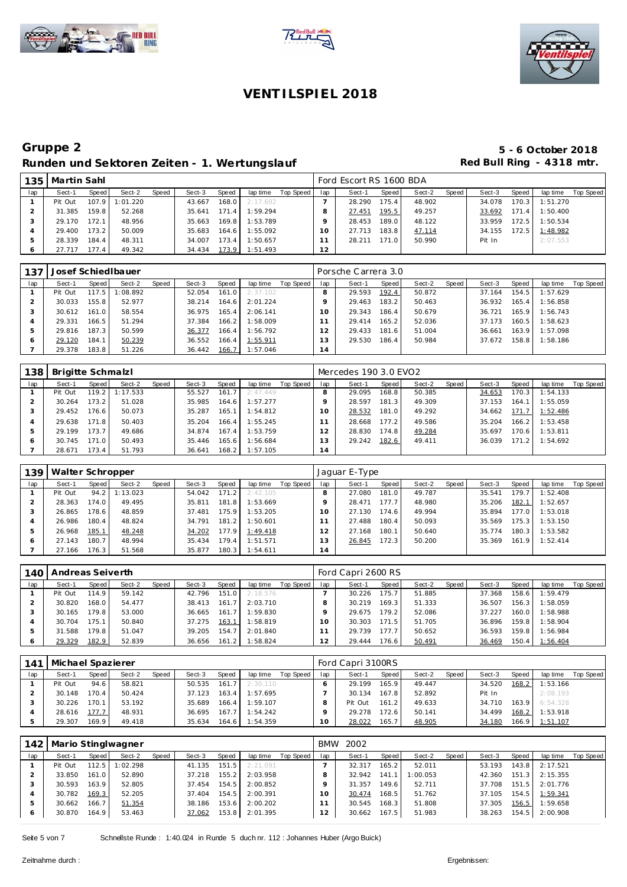# VENTILSPIEL 2018

## Gruppe 2

**5 - 6 October 2018**

### Runden und Sektoren Zeiten - 1. Wertungslauf

**Red Bull Ring - 4318 mtr.**

| 135 | Martin Sahl | | | | | | | | | Ford Escort RS 1600 BDA | | | | | | | | | |
|---|---|---|---|---|---|---|---|---|---|---|---|---|---|---|---|---|---|---|---|
| lap | Sect-1 | Speed | Sect-2 | Speed | Sect-3 | Speed | lap time | Top Speed | lap | Sect-1 | Speed | Sect-2 | Speed | Sect-3 | Speed | lap time | Top Speed |
| 1 | Pit Out | 107.9 | 1:01.220 | | 43.667 | 168.0 | 2:17.692 | | 7 | 28.290 | 175.4 | 48.902 | | 34.078 | 170.3 | 1:51.270 | |
| 2 | 31.385 | 159.8 | 52.268 | | 35.641 | 171.4 | 1:59.294 | | 8 | 27.451 | 195.5 | 49.257 | | 33.692 | 171.4 | 1:50.400 | |
| 3 | 29.170 | 172.1 | 48.956 | | 35.663 | 169.8 | 1:53.789 | | 9 | 28.453 | 189.0 | 48.122 | | 33.959 | 172.5 | 1:50.534 | |
| 4 | 29.400 | 173.2 | 50.009 | | 35.683 | 164.6 | 1:55.092 | | 10 | 27.713 | 183.8 | 47.114 | | 34.155 | 172.5 | 1:48.982 | |
| 5 | 28.339 | 184.4 | 48.311 | | 34.007 | 173.4 | 1:50.657 | | 11 | 28.211 | 171.0 | 50.990 | | Pit In | | 2:07.553 | |
| 6 | 27.717 | 177.4 | 49.342 | | 34.434 | 173.9 | 1:51.493 | | 12 | | | | | | | | |

| 137 | Josef Schiedlbauer | | | | | | | | | Porsche Carrera 3.0 | | | | | | | | | |
|---|---|---|---|---|---|---|---|---|---|---|---|---|---|---|---|---|---|---|---|
| lap | Sect-1 | Speed | Sect-2 | Speed | Sect-3 | Speed | lap time | Top Speed | lap | Sect-1 | Speed | Sect-2 | Speed | Sect-3 | Speed | lap time | Top Speed |
| 1 | Pit Out | 117.5 | 1:08.892 | | 52.054 | 161.0 | 2:37.102 | | 8 | 29.593 | 192.4 | 50.872 | | 37.164 | 154.5 | 1:57.629 | |
| 2 | 30.033 | 155.8 | 52.977 | | 38.214 | 164.6 | 2:01.224 | | 9 | 29.463 | 183.2 | 50.463 | | 36.932 | 165.4 | 1:56.858 | |
| 3 | 30.612 | 161.0 | 58.554 | | 36.975 | 165.4 | 2:06.141 | | 10 | 29.343 | 186.4 | 50.679 | | 36.721 | 165.9 | 1:56.743 | |
| 4 | 29.331 | 166.5 | 51.294 | | 37.384 | 166.2 | 1:58.009 | | 11 | 29.414 | 165.2 | 52.036 | | 37.173 | 160.5 | 1:58.623 | |
| 5 | 29.816 | 187.3 | 50.599 | | 36.377 | 166.4 | 1:56.792 | | 12 | 29.433 | 181.6 | 51.004 | | 36.661 | 163.9 | 1:57.098 | |
| 6 | 29.120 | 184.1 | 50.239 | | 36.552 | 166.4 | 1:55.911 | | 13 | 29.530 | 186.4 | 50.984 | | 37.672 | 158.8 | 1:58.186 | |
| 7 | 29.378 | 183.8 | 51.226 | | 36.442 | 166.7 | 1:57.046 | | 14 | | | | | | | | |

| 138 | Brigitte Schmalzl | | | | | | | | | Mercedes 190 3.0 EVO2 | | | | | | | | | |
|---|---|---|---|---|---|---|---|---|---|---|---|---|---|---|---|---|---|---|---|
| lap | Sect-1 | Speed | Sect-2 | Speed | Sect-3 | Speed | lap time | Top Speed | lap | Sect-1 | Speed | Sect-2 | Speed | Sect-3 | Speed | lap time | Top Speed |
| 1 | Pit Out | 119.2 | 1:17.533 | | 55.527 | 161.7 | 2:47.449 | | 8 | 29.095 | 168.8 | 50.385 | | 34.653 | 170.3 | 1:54.133 | |
| 2 | 30.264 | 174.0 | 51.028 | | 35.985 | 164.6 | 1:57.277 | | 9 | 28.597 | 181.3 | 49.309 | | 37.153 | 164.1 | 1:55.059 | |
| 3 | 29.452 | 176.6 | 50.073 | | 35.287 | 165.1 | 1:54.812 | | 10 | 28.532 | 181.0 | 49.292 | | 34.662 | 171.7 | 1:52.486 | |
| 4 | 29.638 | 171.8 | 50.403 | | 35.204 | 166.4 | 1:55.245 | | 11 | 28.668 | 177.2 | 49.586 | | 35.204 | 166.2 | 1:53.458 | |
| 5 | 29.199 | 173.7 | 49.686 | | 34.874 | 167.4 | 1:53.759 | | 12 | 28.830 | 174.8 | 49.284 | | 35.697 | 170.6 | 1:53.811 | |
| 6 | 30.745 | 171.0 | 50.493 | | 35.446 | 165.6 | 1:56.684 | | 13 | 29.242 | 182.6 | 49.411 | | 36.039 | 171.2 | 1:54.692 | |
| 7 | 28.671 | 173.4 | 51.793 | | 36.641 | 168.2 | 1:57.105 | | 14 | | | | | | | | |

| 139 | Walter Schropper | | | | | | | | | Jaguar E-Type | | | | | | | | | |
|---|---|---|---|---|---|---|---|---|---|---|---|---|---|---|---|---|---|---|---|
| lap | Sect-1 | Speed | Sect-2 | Speed | Sect-3 | Speed | lap time | Top Speed | lap | Sect-1 | Speed | Sect-2 | Speed | Sect-3 | Speed | lap time | Top Speed |
| 1 | Pit Out | 94.2 | 1:13.023 | | 54.042 | 171.2 | 2:42.105 | | 8 | 27.080 | 181.0 | 49.787 | | 35.541 | 179.7 | 1:52.408 | |
| 2 | 28.363 | 174.0 | 49.495 | | 35.811 | 181.8 | 1:53.669 | | 9 | 28.471 | 177.7 | 48.980 | | 35.206 | 182.1 | 1:52.657 | |
| 3 | 26.865 | 178.6 | 48.859 | | 37.481 | 175.9 | 1:53.205 | | 10 | 27.130 | 174.6 | 49.994 | | 35.894 | 177.0 | 1:53.018 | |
| 4 | 26.986 | 180.4 | 48.824 | | 34.791 | 181.2 | 1:50.601 | | 11 | 27.488 | 180.4 | 50.093 | | 35.569 | 175.3 | 1:53.150 | |
| 5 | 26.968 | 185.1 | 48.248 | | 34.202 | 177.9 | 1:49.418 | | 12 | 27.168 | 180.1 | 50.640 | | 35.774 | 180.3 | 1:53.582 | |
| 6 | 27.143 | 180.7 | 48.994 | | 35.434 | 179.4 | 1:51.571 | | 13 | 26.845 | 172.3 | 50.200 | | 35.369 | 161.9 | 1:52.414 | |
| 7 | 27.166 | 176.3 | 51.568 | | 35.877 | 180.3 | 1:54.611 | | 14 | | | | | | | | |

| 140 | Andreas Seiverth | | | | | | | | | Ford Capri 2600 RS | | | | | | | | | |
|---|---|---|---|---|---|---|---|---|---|---|---|---|---|---|---|---|---|---|---|
| lap | Sect-1 | Speed | Sect-2 | Speed | Sect-3 | Speed | lap time | Top Speed | lap | Sect-1 | Speed | Sect-2 | Speed | Sect-3 | Speed | lap time | Top Speed |
| 1 | Pit Out | 114.9 | 59.142 | | 42.796 | 151.0 | 2:18.576 | | 7 | 30.226 | 175.7 | 51.885 | | 37.368 | 158.6 | 1:59.479 | |
| 2 | 30.820 | 168.0 | 54.477 | | 38.413 | 161.7 | 2:03.710 | | 8 | 30.219 | 169.3 | 51.333 | | 36.507 | 156.3 | 1:58.059 | |
| 3 | 30.165 | 179.8 | 53.000 | | 36.665 | 161.7 | 1:59.830 | | 9 | 29.675 | 179.2 | 52.086 | | 37.227 | 160.0 | 1:58.988 | |
| 4 | 30.704 | 175.1 | 50.840 | | 37.275 | 163.1 | 1:58.819 | | 10 | 30.303 | 171.5 | 51.705 | | 36.896 | 159.8 | 1:58.904 | |
| 5 | 31.588 | 179.8 | 51.047 | | 39.205 | 154.7 | 2:01.840 | | 11 | 29.739 | 177.7 | 50.652 | | 36.593 | 159.8 | 1:56.984 | |
| 6 | 29.329 | 182.9 | 52.839 | | 36.656 | 161.2 | 1:58.824 | | 12 | 29.444 | 176.6 | 50.491 | | 36.469 | 150.4 | 1:56.404 | |

| 141 | Michael Spazierer | | | | | | | | | Ford Capri 3100RS | | | | | | | | | |
|---|---|---|---|---|---|---|---|---|---|---|---|---|---|---|---|---|---|---|---|
| lap | Sect-1 | Speed | Sect-2 | Speed | Sect-3 | Speed | lap time | Top Speed | lap | Sect-1 | Speed | Sect-2 | Speed | Sect-3 | Speed | lap time | Top Speed |
| 1 | Pit Out | 94.6 | 58.821 | | 50.535 | 161.7 | 2:30.110 | | 6 | 29.199 | 165.9 | 49.447 | | 34.520 | 168.2 | 1:53.166 | |
| 2 | 30.148 | 170.4 | 50.424 | | 37.123 | 163.4 | 1:57.695 | | 7 | 30.134 | 167.8 | 52.892 | | Pit In | | 2:08.193 | |
| 3 | 30.226 | 170.1 | 53.192 | | 35.689 | 166.4 | 1:59.107 | | 8 | Pit Out | 161.2 | 49.633 | | 34.710 | 163.9 | 6:54.328 | |
| 4 | 28.616 | 177.7 | 48.931 | | 36.695 | 167.7 | 1:54.242 | | 9 | 29.278 | 172.6 | 50.141 | | 34.499 | 168.2 | 1:53.918 | |
| 5 | 29.307 | 169.9 | 49.418 | | 35.634 | 164.6 | 1:54.359 | | 10 | 28.022 | 165.7 | 48.905 | | 34.180 | 166.9 | 1:51.107 | |

| 142 | Mario Stinglwagner | | | | | | | | | BMW 2002 | | | | | | | | | |
|---|---|---|---|---|---|---|---|---|---|---|---|---|---|---|---|---|---|---|---|
| lap | Sect-1 | Speed | Sect-2 | Speed | Sect-3 | Speed | lap time | Top Speed | lap | Sect-1 | Speed | Sect-2 | Speed | Sect-3 | Speed | lap time | Top Speed |
| 1 | Pit Out | 112.5 | 1:02.298 | | 41.135 | 151.5 | 2:21.091 | | 7 | 32.317 | 165.2 | 52.011 | | 53.193 | 143.8 | 2:17.521 | |
| 2 | 33.850 | 161.0 | 52.890 | | 37.218 | 155.2 | 2:03.958 | | 8 | 32.942 | 141.1 | 1:00.053 | | 42.360 | 151.3 | 2:15.355 | |
| 3 | 30.593 | 163.9 | 52.805 | | 37.454 | 154.5 | 2:00.852 | | 9 | 31.357 | 149.6 | 52.711 | | 37.708 | 151.5 | 2:01.776 | |
| 4 | 30.782 | 169.3 | 52.205 | | 37.404 | 154.5 | 2:00.391 | | 10 | 30.474 | 168.5 | 51.762 | | 37.105 | 154.5 | 1:59.341 | |
| 5 | 30.662 | 166.7 | 51.354 | | 38.186 | 153.6 | 2:00.202 | | 11 | 30.545 | 168.3 | 51.808 | | 37.305 | 156.5 | 1:59.658 | |
| 6 | 30.870 | 164.9 | 53.463 | | 37.062 | 153.8 | 2:01.395 | | 12 | 30.662 | 167.5 | 51.983 | | 38.263 | 154.5 | 2:00.908 | |

Schnellste Runde : 1:40.024 in Runde 5 duch nr. 112 : Johannes Huber (Argo Buick)

Zeitnahme durch :

Ergebnissen: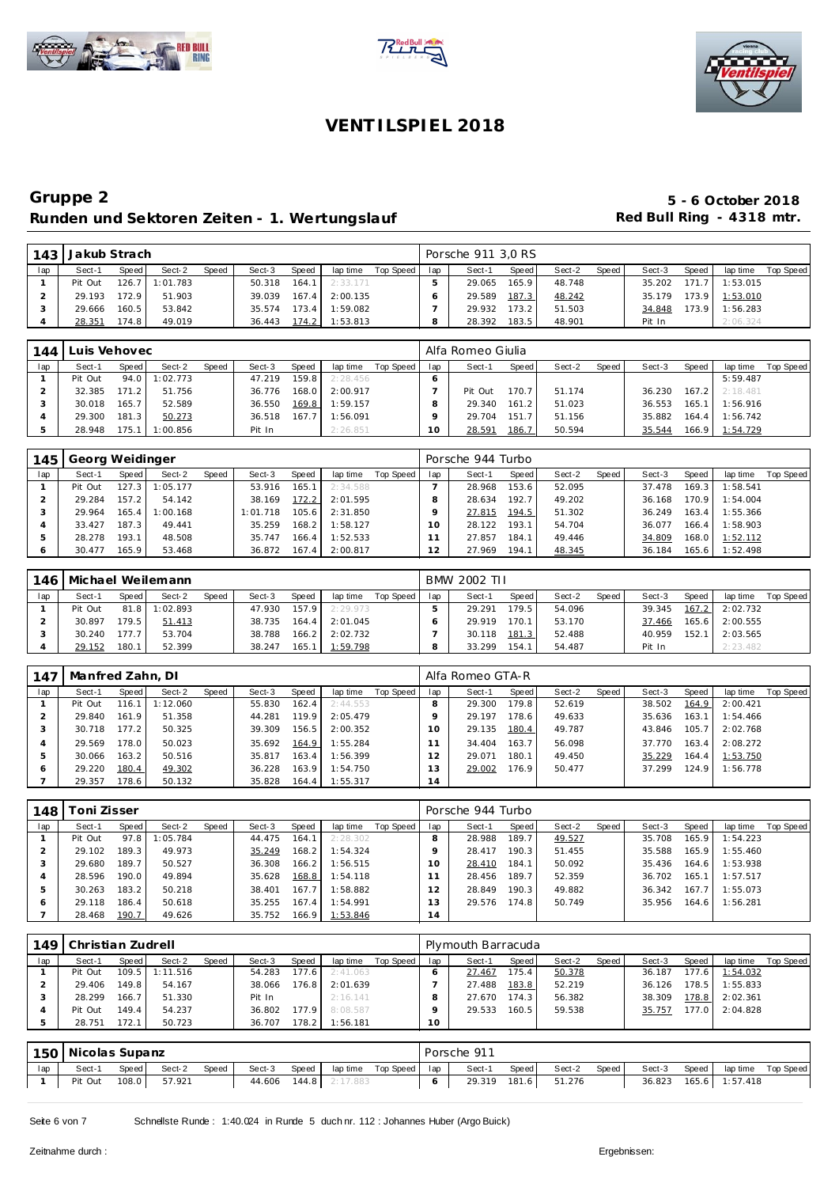# VENTILSPIEL 2018

## Gruppe 2

**Runden und Sektoren Zeiten - 1. Wertungslauf**

**5 - 6 October 2018**
**Red Bull Ring - 4318 mtr.**

### 143 Jakub Strach — Porsche 911 3,0 RS

| lap | Sect-1 | Speed | Sect-2 | Speed | Sect-3 | Speed | lap time | Top Speed | lap | Sect-1 | Speed | Sect-2 | Speed | Sect-3 | Speed | lap time | Top Speed |
|---|---|---|---|---|---|---|---|---|---|---|---|---|---|---|---|---|---|
| 1 | Pit Out | 126.7 | 1:01.783 | | 50.318 | 164.1 | 2:33.171 | | 5 | 29.065 | 165.9 | 48.748 | | 35.202 | 171.7 | 1:53.015 | |
| 2 | 29.193 | 172.9 | 51.903 | | 39.039 | 167.4 | 2:00.135 | | 6 | 29.589 | 187.3 | 48.242 | | 35.179 | 173.9 | 1:53.010 | |
| 3 | 29.666 | 160.5 | 53.842 | | 35.574 | 173.4 | 1:59.082 | | 7 | 29.932 | 173.2 | 51.503 | | 34.848 | 173.9 | 1:56.283 | |
| 4 | 28.351 | 174.8 | 49.019 | | 36.443 | 174.2 | 1:53.813 | | 8 | 28.392 | 183.5 | 48.901 | | Pit In | | 2:06.324 | |

### 144 Luis Vehovec — Alfa Romeo Giulia

| lap | Sect-1 | Speed | Sect-2 | Speed | Sect-3 | Speed | lap time | Top Speed | lap | Sect-1 | Speed | Sect-2 | Speed | Sect-3 | Speed | lap time | Top Speed |
|---|---|---|---|---|---|---|---|---|---|---|---|---|---|---|---|---|---|
| 1 | Pit Out | 94.0 | 1:02.773 | | 47.219 | 159.8 | 2:28.456 | | 6 | | | | | | | 5:59.487 | |
| 2 | 32.385 | 171.2 | 51.756 | | 36.776 | 168.0 | 2:00.917 | | 7 | Pit Out | 170.7 | 51.174 | | 36.230 | 167.2 | 2:18.481 | |
| 3 | 30.018 | 165.7 | 52.589 | | 36.550 | 169.8 | 1:59.157 | | 8 | 29.340 | 161.2 | 51.023 | | 36.553 | 165.1 | 1:56.916 | |
| 4 | 29.300 | 181.3 | 50.273 | | 36.518 | 167.7 | 1:56.091 | | 9 | 29.704 | 151.7 | 51.156 | | 35.882 | 164.4 | 1:56.742 | |
| 5 | 28.948 | 175.1 | 1:00.856 | | Pit In | | 2:26.851 | | 10 | 28.591 | 186.7 | 50.594 | | 35.544 | 166.9 | 1:54.729 | |

### 145 Georg Weidinger — Porsche 944 Turbo

| lap | Sect-1 | Speed | Sect-2 | Speed | Sect-3 | Speed | lap time | Top Speed | lap | Sect-1 | Speed | Sect-2 | Speed | Sect-3 | Speed | lap time | Top Speed |
|---|---|---|---|---|---|---|---|---|---|---|---|---|---|---|---|---|---|
| 1 | Pit Out | 127.3 | 1:05.177 | | 53.916 | 165.1 | 2:34.588 | | 7 | 28.968 | 153.6 | 52.095 | | 37.478 | 169.3 | 1:58.541 | |
| 2 | 29.284 | 157.2 | 54.142 | | 38.169 | 172.2 | 2:01.595 | | 8 | 28.634 | 192.7 | 49.202 | | 36.168 | 170.9 | 1:54.004 | |
| 3 | 29.964 | 165.4 | 1:00.168 | | 1:01.718 | 105.6 | 2:31.850 | | 9 | 27.815 | 194.5 | 51.302 | | 36.249 | 163.4 | 1:55.366 | |
| 4 | 33.427 | 187.3 | 49.441 | | 35.259 | 168.2 | 1:58.127 | | 10 | 28.122 | 193.1 | 54.704 | | 36.077 | 166.4 | 1:58.903 | |
| 5 | 28.278 | 193.1 | 48.508 | | 35.747 | 166.4 | 1:52.533 | | 11 | 27.857 | 184.1 | 49.446 | | 34.809 | 168.0 | 1:52.112 | |
| 6 | 30.477 | 165.9 | 53.468 | | 36.872 | 167.4 | 2:00.817 | | 12 | 27.969 | 194.1 | 48.345 | | 36.184 | 165.6 | 1:52.498 | |

### 146 Michael Weilemann — BMW 2002 TII

| lap | Sect-1 | Speed | Sect-2 | Speed | Sect-3 | Speed | lap time | Top Speed | lap | Sect-1 | Speed | Sect-2 | Speed | Sect-3 | Speed | lap time | Top Speed |
|---|---|---|---|---|---|---|---|---|---|---|---|---|---|---|---|---|---|
| 1 | Pit Out | 81.8 | 1:02.893 | | 47.930 | 157.9 | 2:29.973 | | 5 | 29.291 | 179.5 | 54.096 | | 39.345 | 167.2 | 2:02.732 | |
| 2 | 30.897 | 179.5 | 51.413 | | 38.735 | 164.4 | 2:01.045 | | 6 | 29.919 | 170.1 | 53.170 | | 37.466 | 165.6 | 2:00.555 | |
| 3 | 30.240 | 177.7 | 53.704 | | 38.788 | 166.2 | 2:02.732 | | 7 | 30.118 | 181.3 | 52.488 | | 40.959 | 152.1 | 2:03.565 | |
| 4 | 29.152 | 180.1 | 52.399 | | 38.247 | 165.1 | 1:59.798 | | 8 | 33.299 | 154.1 | 54.487 | | Pit In | | 2:23.482 | |

### 147 Manfred Zahn, DI — Alfa Romeo GTA-R

| lap | Sect-1 | Speed | Sect-2 | Speed | Sect-3 | Speed | lap time | Top Speed | lap | Sect-1 | Speed | Sect-2 | Speed | Sect-3 | Speed | lap time | Top Speed |
|---|---|---|---|---|---|---|---|---|---|---|---|---|---|---|---|---|---|
| 1 | Pit Out | 116.1 | 1:12.060 | | 55.830 | 162.4 | 2:44.553 | | 8 | 29.300 | 179.8 | 52.619 | | 38.502 | 164.9 | 2:00.421 | |
| 2 | 29.840 | 161.9 | 51.358 | | 44.281 | 119.9 | 2:05.479 | | 9 | 29.197 | 178.6 | 49.633 | | 35.636 | 163.1 | 1:54.466 | |
| 3 | 30.718 | 177.2 | 50.325 | | 39.309 | 156.5 | 2:00.352 | | 10 | 29.135 | 180.4 | 49.787 | | 43.846 | 105.7 | 2:02.768 | |
| 4 | 29.569 | 178.0 | 50.023 | | 35.692 | 164.9 | 1:55.284 | | 11 | 34.404 | 163.7 | 56.098 | | 37.770 | 163.4 | 2:08.272 | |
| 5 | 30.066 | 163.2 | 50.516 | | 35.817 | 163.4 | 1:56.399 | | 12 | 29.071 | 181.1 | 49.450 | | 35.229 | 164.4 | 1:53.750 | |
| 6 | 29.220 | 180.4 | 49.302 | | 36.228 | 163.9 | 1:54.750 | | 13 | 29.002 | 176.9 | 50.477 | | 37.299 | 124.9 | 1:56.778 | |
| 7 | 29.357 | 178.6 | 50.132 | | 35.828 | 164.4 | 1:55.317 | | 14 | | | | | | | | |

### 148 Toni Zisser — Porsche 944 Turbo

| lap | Sect-1 | Speed | Sect-2 | Speed | Sect-3 | Speed | lap time | Top Speed | lap | Sect-1 | Speed | Sect-2 | Speed | Sect-3 | Speed | lap time | Top Speed |
|---|---|---|---|---|---|---|---|---|---|---|---|---|---|---|---|---|---|
| 1 | Pit Out | 97.8 | 1:05.784 | | 44.475 | 164.1 | 2:28.302 | | 8 | 28.988 | 189.7 | 49.527 | | 35.708 | 165.9 | 1:54.223 | |
| 2 | 29.102 | 189.3 | 49.973 | | 35.249 | 168.2 | 1:54.324 | | 9 | 28.417 | 190.3 | 51.455 | | 35.588 | 165.9 | 1:55.460 | |
| 3 | 29.680 | 189.7 | 50.527 | | 36.308 | 166.2 | 1:56.515 | | 10 | 28.410 | 184.1 | 50.092 | | 35.436 | 164.6 | 1:53.938 | |
| 4 | 28.596 | 190.0 | 49.894 | | 35.628 | 168.8 | 1:54.118 | | 11 | 28.456 | 189.7 | 52.359 | | 36.702 | 165.1 | 1:57.517 | |
| 5 | 30.263 | 183.2 | 50.218 | | 38.401 | 167.7 | 1:58.882 | | 12 | 28.849 | 190.3 | 49.882 | | 36.342 | 167.7 | 1:55.073 | |
| 6 | 29.118 | 186.4 | 50.618 | | 35.255 | 167.4 | 1:54.991 | | 13 | 29.576 | 174.8 | 50.749 | | 35.956 | 164.6 | 1:56.281 | |
| 7 | 28.468 | 190.7 | 49.626 | | 35.752 | 166.9 | 1:53.846 | | 14 | | | | | | | | |

### 149 Christian Zudrell — Plymouth Barracuda

| lap | Sect-1 | Speed | Sect-2 | Speed | Sect-3 | Speed | lap time | Top Speed | lap | Sect-1 | Speed | Sect-2 | Speed | Sect-3 | Speed | lap time | Top Speed |
|---|---|---|---|---|---|---|---|---|---|---|---|---|---|---|---|---|---|
| 1 | Pit Out | 109.5 | 1:11.516 | | 54.283 | 177.6 | 2:41.063 | | 6 | 27.467 | 175.4 | 50.378 | | 36.187 | 177.6 | 1:54.032 | |
| 2 | 29.406 | 149.8 | 54.167 | | 38.066 | 176.8 | 2:01.639 | | 7 | 27.488 | 183.8 | 52.219 | | 36.126 | 178.5 | 1:55.833 | |
| 3 | 28.299 | 166.7 | 51.330 | | Pit In | | 2:16.141 | | 8 | 27.670 | 174.3 | 56.382 | | 38.309 | 178.8 | 2:02.361 | |
| 4 | Pit Out | 149.4 | 54.237 | | 36.802 | 177.9 | 8:08.587 | | 9 | 29.533 | 160.5 | 59.538 | | 35.757 | 177.0 | 2:04.828 | |
| 5 | 28.751 | 172.1 | 50.723 | | 36.707 | 178.2 | 1:56.181 | | 10 | | | | | | | | |

### 150 Nicolas Supanz — Porsche 911

| lap | Sect-1 | Speed | Sect-2 | Speed | Sect-3 | Speed | lap time | Top Speed | lap | Sect-1 | Speed | Sect-2 | Speed | Sect-3 | Speed | lap time | Top Speed |
|---|---|---|---|---|---|---|---|---|---|---|---|---|---|---|---|---|---|
| 1 | Pit Out | 108.0 | 57.921 | | 44.606 | 144.8 | 2:17.883 | | 6 | 29.319 | 181.6 | 51.276 | | 36.823 | 165.6 | 1:57.418 | |

Schnellste Runde : 1:40.024 in Runde 5 duch nr. 112 : Johannes Huber (Argo Buick)

Zeitnahme durch :

Ergebnissen: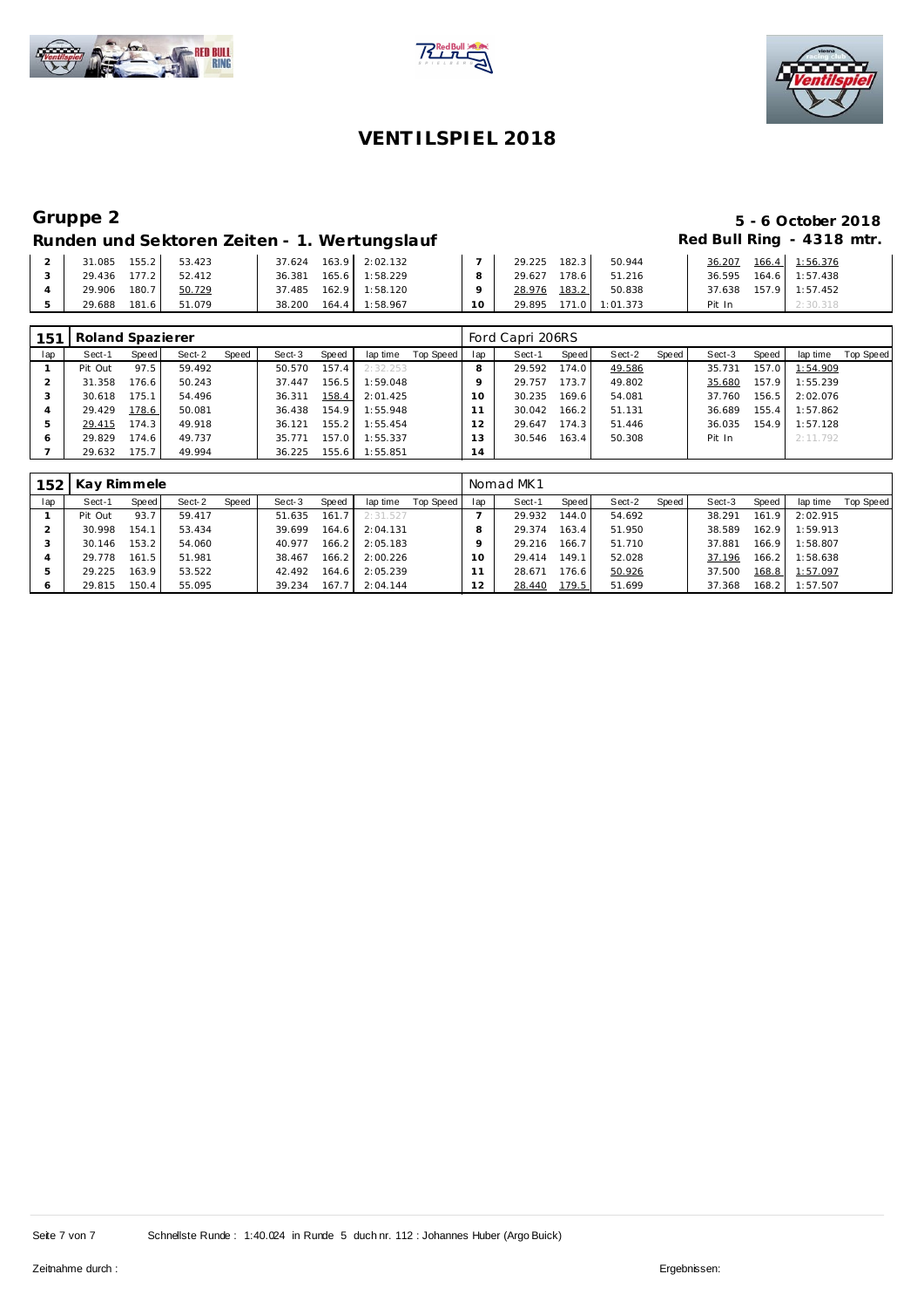# VENTILSPIEL 2018

## Gruppe 2

**5 - 6 October 2018**

### Runden und Sektoren Zeiten - 1. Wertungslauf

**Red Bull Ring - 4318 mtr.**

| | | | | | | | | | | | | | | | | | | | |
|---|---|---|---|---|---|---|---|---|---|---|---|---|---|---|---|---|---|---|---|
| 2 | 31.085 | 155.2 | 53.423 | | 37.624 | 163.9 | 2:02.132 | | 7 | 29.225 | 182.3 | 50.944 | | 36.207 | 166.4 | 1:56.376 | |
| 3 | 29.436 | 177.2 | 52.412 | | 36.381 | 165.6 | 1:58.229 | | 8 | 29.627 | 178.6 | 51.216 | | 36.595 | 164.6 | 1:57.438 | |
| 4 | 29.906 | 180.7 | 50.729 | | 37.485 | 162.9 | 1:58.120 | | 9 | 28.976 | 183.2 | 50.838 | | 37.638 | 157.9 | 1:57.452 | |
| 5 | 29.688 | 181.6 | 51.079 | | 38.200 | 164.4 | 1:58.967 | | 10 | 29.895 | 171.0 | 1:01.373 | | Pit In | | 2:30.318 | |

**151 Roland Spazierer** — Ford Capri 206RS

| lap | Sect-1 | Speed | Sect-2 | Speed | Sect-3 | Speed | lap time | Top Speed | lap | Sect-1 | Speed | Sect-2 | Speed | Sect-3 | Speed | lap time | Top Speed |
|---|---|---|---|---|---|---|---|---|---|---|---|---|---|---|---|---|---|
| 1 | Pit Out | 97.5 | 59.492 | | 50.570 | 157.4 | 2:32.253 | | 8 | 29.592 | 174.0 | 49.586 | | 35.731 | 157.0 | 1:54.909 | |
| 2 | 31.358 | 176.6 | 50.243 | | 37.447 | 156.5 | 1:59.048 | | 9 | 29.757 | 173.7 | 49.802 | | 35.680 | 157.9 | 1:55.239 | |
| 3 | 30.618 | 175.1 | 54.496 | | 36.311 | 158.4 | 2:01.425 | | 10 | 30.235 | 169.6 | 54.081 | | 37.760 | 156.5 | 2:02.076 | |
| 4 | 29.429 | 178.6 | 50.081 | | 36.438 | 154.9 | 1:55.948 | | 11 | 30.042 | 166.2 | 51.131 | | 36.689 | 155.4 | 1:57.862 | |
| 5 | 29.415 | 174.3 | 49.918 | | 36.121 | 155.2 | 1:55.454 | | 12 | 29.647 | 174.3 | 51.446 | | 36.035 | 154.9 | 1:57.128 | |
| 6 | 29.829 | 174.6 | 49.737 | | 35.771 | 157.0 | 1:55.337 | | 13 | 30.546 | 163.4 | 50.308 | | Pit In | | 2:11.792 | |
| 7 | 29.632 | 175.7 | 49.994 | | 36.225 | 155.6 | 1:55.851 | | 14 | | | | | | | | |

**152 Kay Rimmele** — Nomad MK1

| lap | Sect-1 | Speed | Sect-2 | Speed | Sect-3 | Speed | lap time | Top Speed | lap | Sect-1 | Speed | Sect-2 | Speed | Sect-3 | Speed | lap time | Top Speed |
|---|---|---|---|---|---|---|---|---|---|---|---|---|---|---|---|---|---|
| 1 | Pit Out | 93.7 | 59.417 | | 51.635 | 161.7 | 2:31.527 | | 7 | 29.932 | 144.0 | 54.692 | | 38.291 | 161.9 | 2:02.915 | |
| 2 | 30.998 | 154.1 | 53.434 | | 39.699 | 164.6 | 2:04.131 | | 8 | 29.374 | 163.4 | 51.950 | | 38.589 | 162.9 | 1:59.913 | |
| 3 | 30.146 | 153.2 | 54.060 | | 40.977 | 166.2 | 2:05.183 | | 9 | 29.216 | 166.7 | 51.710 | | 37.881 | 166.9 | 1:58.807 | |
| 4 | 29.778 | 161.5 | 51.981 | | 38.467 | 166.2 | 2:00.226 | | 10 | 29.414 | 149.1 | 52.028 | | 37.196 | 166.2 | 1:58.638 | |
| 5 | 29.225 | 163.9 | 53.522 | | 42.492 | 164.6 | 2:05.239 | | 11 | 28.671 | 176.6 | 50.926 | | 37.500 | 168.8 | 1:57.097 | |
| 6 | 29.815 | 150.4 | 55.095 | | 39.234 | 167.7 | 2:04.144 | | 12 | 28.440 | 179.5 | 51.699 | | 37.368 | 168.2 | 1:57.507 | |

Schnellste Runde : 1:40.024 in Runde 5 duch nr. 112 : Johannes Huber (Argo Buick)

Zeitnahme durch :

Ergebnissen: